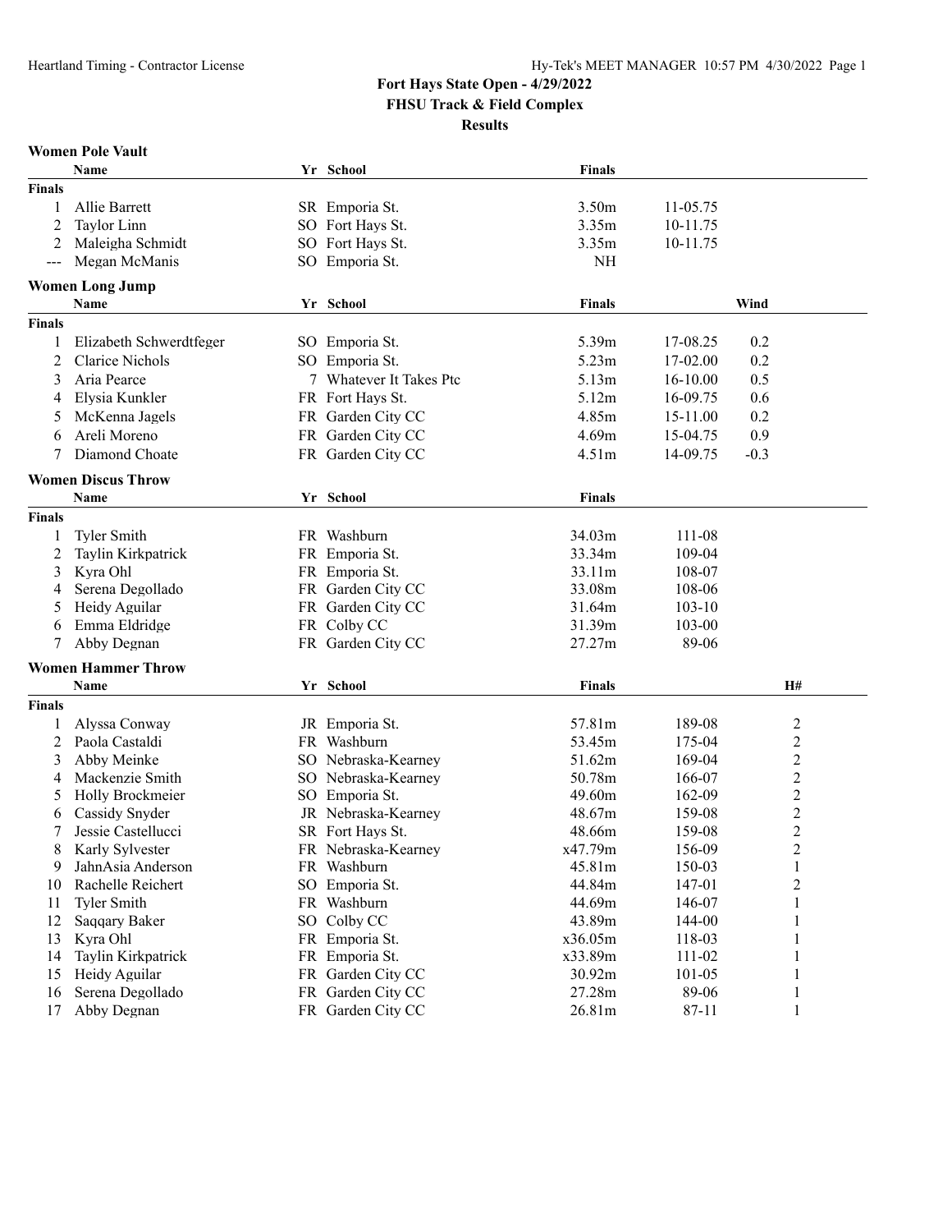# Fort Hays State Open - 4/29/2022

**FHSU Track & Field Complex**

**Results**

## Women Pole Vault

| | Name | Yr | School | Finals | |
|---|---|---|---|---|---|
| **Finals** | | | | | |
| 1 | Allie Barrett | SR | Emporia St. | 3.50m | 11-05.75 |
| 2 | Taylor Linn | SO | Fort Hays St. | 3.35m | 10-11.75 |
| 2 | Maleigha Schmidt | SO | Fort Hays St. | 3.35m | 10-11.75 |
| --- | Megan McManis | SO | Emporia St. | NH | |

## Women Long Jump

| | Name | Yr | School | Finals | | Wind |
|---|---|---|---|---|---|---|
| **Finals** | | | | | | |
| 1 | Elizabeth Schwerdtfeger | SO | Emporia St. | 5.39m | 17-08.25 | 0.2 |
| 2 | Clarice Nichols | SO | Emporia St. | 5.23m | 17-02.00 | 0.2 |
| 3 | Aria Pearce | 7 | Whatever It Takes Ptc | 5.13m | 16-10.00 | 0.5 |
| 4 | Elysia Kunkler | FR | Fort Hays St. | 5.12m | 16-09.75 | 0.6 |
| 5 | McKenna Jagels | FR | Garden City CC | 4.85m | 15-11.00 | 0.2 |
| 6 | Areli Moreno | FR | Garden City CC | 4.69m | 15-04.75 | 0.9 |
| 7 | Diamond Choate | FR | Garden City CC | 4.51m | 14-09.75 | -0.3 |

## Women Discus Throw

| | Name | Yr | School | Finals | |
|---|---|---|---|---|---|
| **Finals** | | | | | |
| 1 | Tyler Smith | FR | Washburn | 34.03m | 111-08 |
| 2 | Taylin Kirkpatrick | FR | Emporia St. | 33.34m | 109-04 |
| 3 | Kyra Ohl | FR | Emporia St. | 33.11m | 108-07 |
| 4 | Serena Degollado | FR | Garden City CC | 33.08m | 108-06 |
| 5 | Heidy Aguilar | FR | Garden City CC | 31.64m | 103-10 |
| 6 | Emma Eldridge | FR | Colby CC | 31.39m | 103-00 |
| 7 | Abby Degnan | FR | Garden City CC | 27.27m | 89-06 |

## Women Hammer Throw

| | Name | Yr | School | Finals | | H# |
|---|---|---|---|---|---|---|
| **Finals** | | | | | | |
| 1 | Alyssa Conway | JR | Emporia St. | 57.81m | 189-08 | 2 |
| 2 | Paola Castaldi | FR | Washburn | 53.45m | 175-04 | 2 |
| 3 | Abby Meinke | SO | Nebraska-Kearney | 51.62m | 169-04 | 2 |
| 4 | Mackenzie Smith | SO | Nebraska-Kearney | 50.78m | 166-07 | 2 |
| 5 | Holly Brockmeier | SO | Emporia St. | 49.60m | 162-09 | 2 |
| 6 | Cassidy Snyder | JR | Nebraska-Kearney | 48.67m | 159-08 | 2 |
| 7 | Jessie Castellucci | SR | Fort Hays St. | 48.66m | 159-08 | 2 |
| 8 | Karly Sylvester | FR | Nebraska-Kearney | x47.79m | 156-09 | 2 |
| 9 | JahnAsia Anderson | FR | Washburn | 45.81m | 150-03 | 1 |
| 10 | Rachelle Reichert | SO | Emporia St. | 44.84m | 147-01 | 2 |
| 11 | Tyler Smith | FR | Washburn | 44.69m | 146-07 | 1 |
| 12 | Saqqary Baker | SO | Colby CC | 43.89m | 144-00 | 1 |
| 13 | Kyra Ohl | FR | Emporia St. | x36.05m | 118-03 | 1 |
| 14 | Taylin Kirkpatrick | FR | Emporia St. | x33.89m | 111-02 | 1 |
| 15 | Heidy Aguilar | FR | Garden City CC | 30.92m | 101-05 | 1 |
| 16 | Serena Degollado | FR | Garden City CC | 27.28m | 89-06 | 1 |
| 17 | Abby Degnan | FR | Garden City CC | 26.81m | 87-11 | 1 |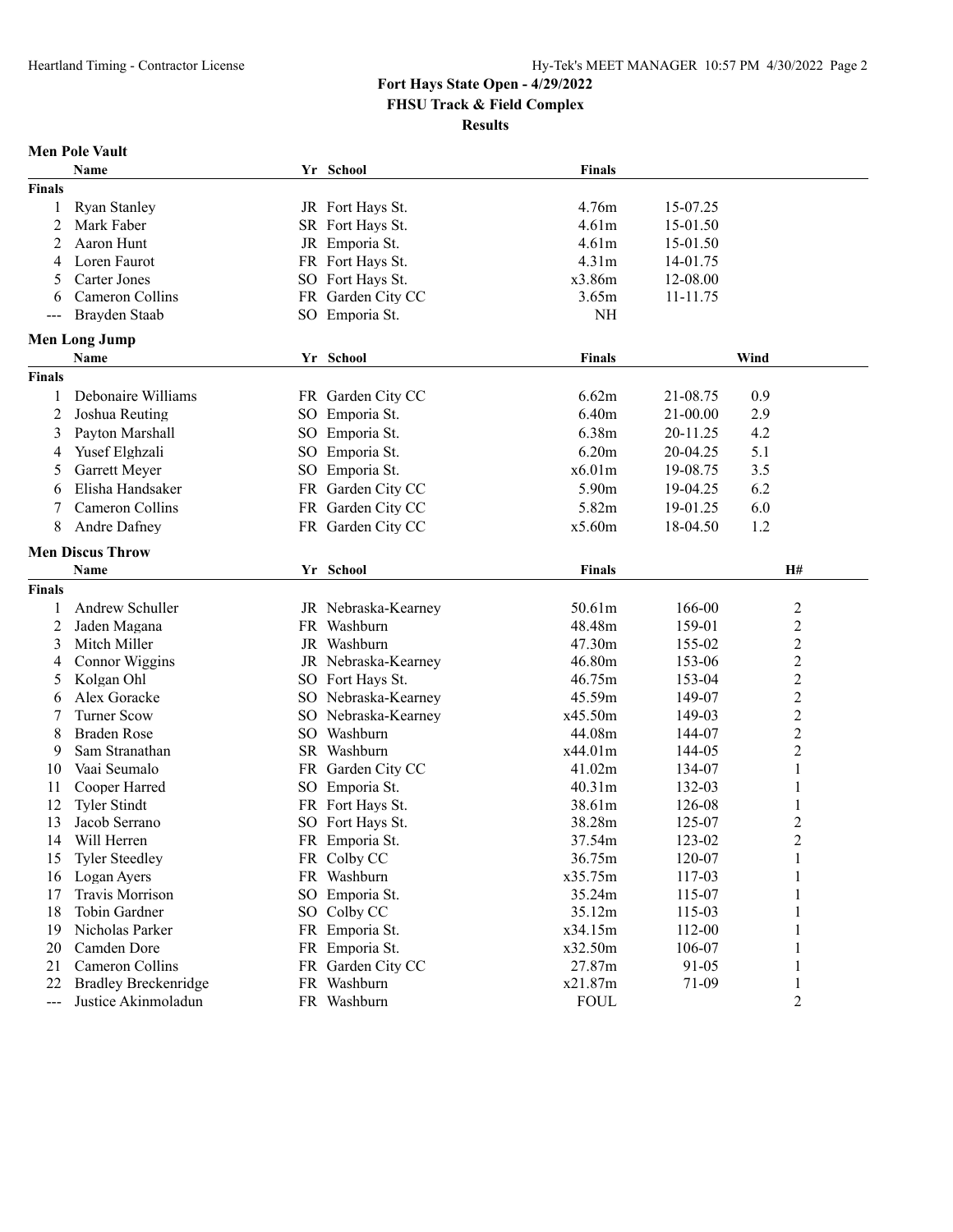Fort Hays State Open - 4/29/2022

FHSU Track & Field Complex

Results

## Men Pole Vault

| | Name | Yr | School | Finals | |
|---|---|---|---|---|---|
| **Finals** | | | | | |
| 1 | Ryan Stanley | JR | Fort Hays St. | 4.76m | 15-07.25 |
| 2 | Mark Faber | SR | Fort Hays St. | 4.61m | 15-01.50 |
| 2 | Aaron Hunt | JR | Emporia St. | 4.61m | 15-01.50 |
| 4 | Loren Faurot | FR | Fort Hays St. | 4.31m | 14-01.75 |
| 5 | Carter Jones | SO | Fort Hays St. | x3.86m | 12-08.00 |
| 6 | Cameron Collins | FR | Garden City CC | 3.65m | 11-11.75 |
| --- | Brayden Staab | SO | Emporia St. | NH | |

## Men Long Jump

| | Name | Yr | School | Finals | | Wind |
|---|---|---|---|---|---|---|
| **Finals** | | | | | | |
| 1 | Debonaire Williams | FR | Garden City CC | 6.62m | 21-08.75 | 0.9 |
| 2 | Joshua Reuting | SO | Emporia St. | 6.40m | 21-00.00 | 2.9 |
| 3 | Payton Marshall | SO | Emporia St. | 6.38m | 20-11.25 | 4.2 |
| 4 | Yusef Elghzali | SO | Emporia St. | 6.20m | 20-04.25 | 5.1 |
| 5 | Garrett Meyer | SO | Emporia St. | x6.01m | 19-08.75 | 3.5 |
| 6 | Elisha Handsaker | FR | Garden City CC | 5.90m | 19-04.25 | 6.2 |
| 7 | Cameron Collins | FR | Garden City CC | 5.82m | 19-01.25 | 6.0 |
| 8 | Andre Dafney | FR | Garden City CC | x5.60m | 18-04.50 | 1.2 |

## Men Discus Throw

| | Name | Yr | School | Finals | | H# |
|---|---|---|---|---|---|---|
| **Finals** | | | | | | |
| 1 | Andrew Schuller | JR | Nebraska-Kearney | 50.61m | 166-00 | 2 |
| 2 | Jaden Magana | FR | Washburn | 48.48m | 159-01 | 2 |
| 3 | Mitch Miller | JR | Washburn | 47.30m | 155-02 | 2 |
| 4 | Connor Wiggins | JR | Nebraska-Kearney | 46.80m | 153-06 | 2 |
| 5 | Kolgan Ohl | SO | Fort Hays St. | 46.75m | 153-04 | 2 |
| 6 | Alex Goracke | SO | Nebraska-Kearney | 45.59m | 149-07 | 2 |
| 7 | Turner Scow | SO | Nebraska-Kearney | x45.50m | 149-03 | 2 |
| 8 | Braden Rose | SO | Washburn | 44.08m | 144-07 | 2 |
| 9 | Sam Stranathan | SR | Washburn | x44.01m | 144-05 | 2 |
| 10 | Vaai Seumalo | FR | Garden City CC | 41.02m | 134-07 | 1 |
| 11 | Cooper Harred | SO | Emporia St. | 40.31m | 132-03 | 1 |
| 12 | Tyler Stindt | FR | Fort Hays St. | 38.61m | 126-08 | 1 |
| 13 | Jacob Serrano | SO | Fort Hays St. | 38.28m | 125-07 | 2 |
| 14 | Will Herren | FR | Emporia St. | 37.54m | 123-02 | 2 |
| 15 | Tyler Steedley | FR | Colby CC | 36.75m | 120-07 | 1 |
| 16 | Logan Ayers | FR | Washburn | x35.75m | 117-03 | 1 |
| 17 | Travis Morrison | SO | Emporia St. | 35.24m | 115-07 | 1 |
| 18 | Tobin Gardner | SO | Colby CC | 35.12m | 115-03 | 1 |
| 19 | Nicholas Parker | FR | Emporia St. | x34.15m | 112-00 | 1 |
| 20 | Camden Dore | FR | Emporia St. | x32.50m | 106-07 | 1 |
| 21 | Cameron Collins | FR | Garden City CC | 27.87m | 91-05 | 1 |
| 22 | Bradley Breckenridge | FR | Washburn | x21.87m | 71-09 | 1 |
| --- | Justice Akinmoladun | FR | Washburn | FOUL | | 2 |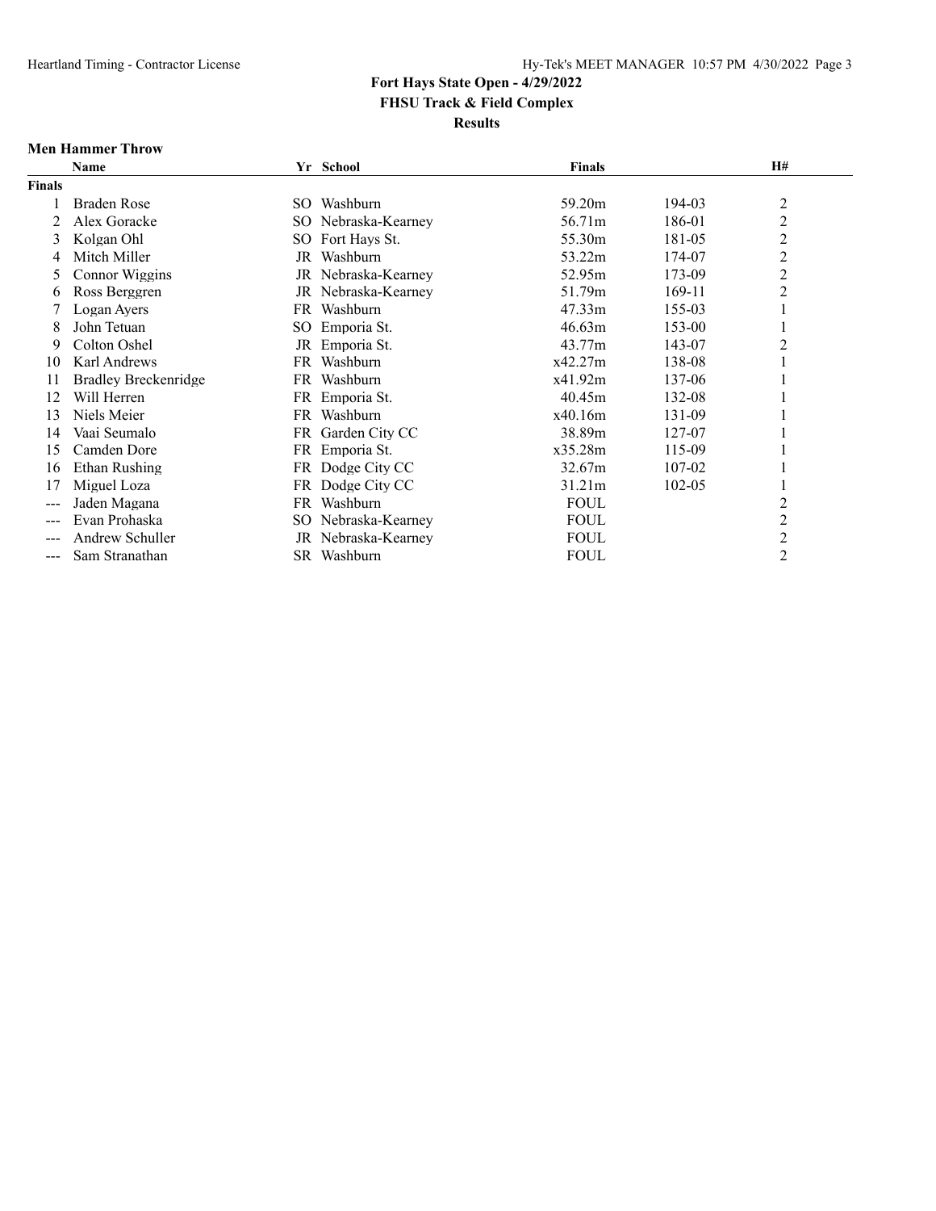**Fort Hays State Open - 4/29/2022**
**FHSU Track & Field Complex**
**Results**

### Men Hammer Throw

| | Name | Yr | School | Finals | | H# |
|---|---|---|---|---|---|---|
| **Finals** | | | | | | |
| 1 | Braden Rose | SO | Washburn | 59.20m | 194-03 | 2 |
| 2 | Alex Goracke | SO | Nebraska-Kearney | 56.71m | 186-01 | 2 |
| 3 | Kolgan Ohl | SO | Fort Hays St. | 55.30m | 181-05 | 2 |
| 4 | Mitch Miller | JR | Washburn | 53.22m | 174-07 | 2 |
| 5 | Connor Wiggins | JR | Nebraska-Kearney | 52.95m | 173-09 | 2 |
| 6 | Ross Berggren | JR | Nebraska-Kearney | 51.79m | 169-11 | 2 |
| 7 | Logan Ayers | FR | Washburn | 47.33m | 155-03 | 1 |
| 8 | John Tetuan | SO | Emporia St. | 46.63m | 153-00 | 1 |
| 9 | Colton Oshel | JR | Emporia St. | 43.77m | 143-07 | 2 |
| 10 | Karl Andrews | FR | Washburn | x42.27m | 138-08 | 1 |
| 11 | Bradley Breckenridge | FR | Washburn | x41.92m | 137-06 | 1 |
| 12 | Will Herren | FR | Emporia St. | 40.45m | 132-08 | 1 |
| 13 | Niels Meier | FR | Washburn | x40.16m | 131-09 | 1 |
| 14 | Vaai Seumalo | FR | Garden City CC | 38.89m | 127-07 | 1 |
| 15 | Camden Dore | FR | Emporia St. | x35.28m | 115-09 | 1 |
| 16 | Ethan Rushing | FR | Dodge City CC | 32.67m | 107-02 | 1 |
| 17 | Miguel Loza | FR | Dodge City CC | 31.21m | 102-05 | 1 |
| --- | Jaden Magana | FR | Washburn | FOUL | | 2 |
| --- | Evan Prohaska | SO | Nebraska-Kearney | FOUL | | 2 |
| --- | Andrew Schuller | JR | Nebraska-Kearney | FOUL | | 2 |
| --- | Sam Stranathan | SR | Washburn | FOUL | | 2 |